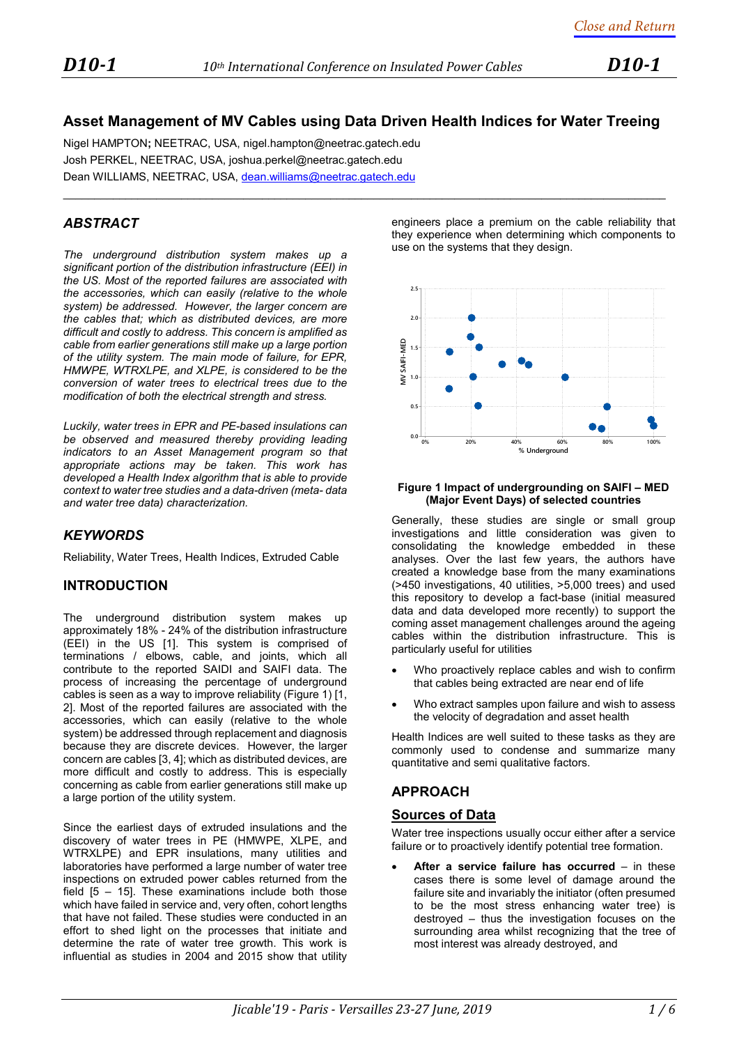# Asset Management of MV Cables using Data Driven Health Indices for Water Treeing

Nigel HAMPTON; NEETRAC, USA, nigel.hampton@neetrac.gatech.edu
Josh PERKEL, NEETRAC, USA, joshua.perkel@neetrac.gatech.edu
Dean WILLIAMS, NEETRAC, USA, dean.williams@neetrac.gatech.edu

## ABSTRACT

*The underground distribution system makes up a significant portion of the distribution infrastructure (EEI) in the US. Most of the reported failures are associated with the accessories, which can easily (relative to the whole system) be addressed. However, the larger concern are the cables that; which as distributed devices, are more difficult and costly to address. This concern is amplified as cable from earlier generations still make up a large portion of the utility system. The main mode of failure, for EPR, HMWPE, WTRXLPE, and XLPE, is considered to be the conversion of water trees to electrical trees due to the modification of both the electrical strength and stress.*

*Luckily, water trees in EPR and PE-based insulations can be observed and measured thereby providing leading indicators to an Asset Management program so that appropriate actions may be taken. This work has developed a Health Index algorithm that is able to provide context to water tree studies and a data-driven (meta- data and water tree data) characterization.*

## KEYWORDS

Reliability, Water Trees, Health Indices, Extruded Cable

## INTRODUCTION

The underground distribution system makes up approximately 18% - 24% of the distribution infrastructure (EEI) in the US [1]. This system is comprised of terminations / elbows, cable, and joints, which all contribute to the reported SAIDI and SAIFI data. The process of increasing the percentage of underground cables is seen as a way to improve reliability (Figure 1) [1, 2]. Most of the reported failures are associated with the accessories, which can easily (relative to the whole system) be addressed through replacement and diagnosis because they are discrete devices. However, the larger concern are cables [3, 4]; which as distributed devices, are more difficult and costly to address. This is especially concerning as cable from earlier generations still make up a large portion of the utility system.

Since the earliest days of extruded insulations and the discovery of water trees in PE (HMWPE, XLPE, and WTRXLPE) and EPR insulations, many utilities and laboratories have performed a large number of water tree inspections on extruded power cables returned from the field [5 – 15]. These examinations include both those which have failed in service and, very often, cohort lengths that have not failed. These studies were conducted in an effort to shed light on the processes that initiate and determine the rate of water tree growth. This work is influential as studies in 2004 and 2015 show that utility engineers place a premium on the cable reliability that they experience when determining which components to use on the systems that they design.

**Figure 1 Impact of undergrounding on SAIFI – MED (Major Event Days) of selected countries**

Generally, these studies are single or small group investigations and little consideration was given to consolidating the knowledge embedded in these analyses. Over the last few years, the authors have created a knowledge base from the many examinations (>450 investigations, 40 utilities, >5,000 trees) and used this repository to develop a fact-base (initial measured data and data developed more recently) to support the coming asset management challenges around the ageing cables within the distribution infrastructure. This is particularly useful for utilities

- Who proactively replace cables and wish to confirm that cables being extracted are near end of life
- Who extract samples upon failure and wish to assess the velocity of degradation and asset health

Health Indices are well suited to these tasks as they are commonly used to condense and summarize many quantitative and semi qualitative factors.

## APPROACH

### Sources of Data

Water tree inspections usually occur either after a service failure or to proactively identify potential tree formation.

- **After a service failure has occurred** – in these cases there is some level of damage around the failure site and invariably the initiator (often presumed to be the most stress enhancing water tree) is destroyed – thus the investigation focuses on the surrounding area whilst recognizing that the tree of most interest was already destroyed, and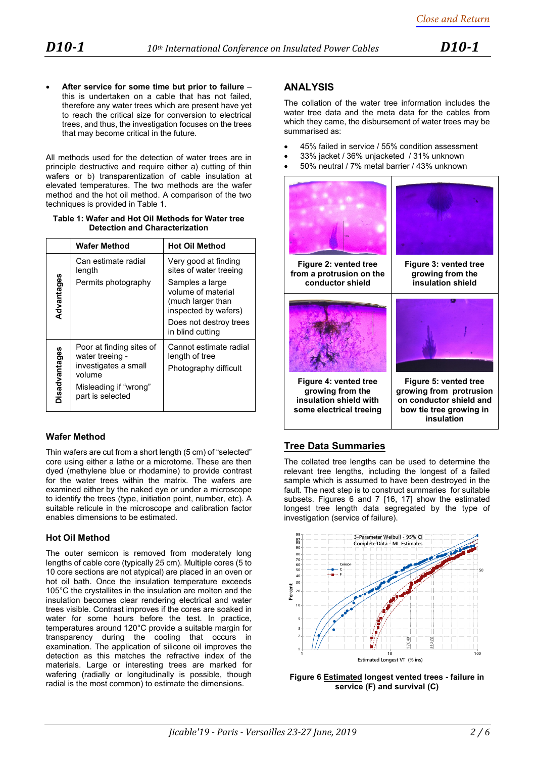- **After service for some time but prior to failure** – this is undertaken on a cable that has not failed, therefore any water trees which are present have yet to reach the critical size for conversion to electrical trees, and thus, the investigation focuses on the trees that may become critical in the future.

All methods used for the detection of water trees are in principle destructive and require either a) cutting of thin wafers or b) transparentization of cable insulation at elevated temperatures. The two methods are the wafer method and the hot oil method. A comparison of the two techniques is provided in Table 1.

**Table 1: Wafer and Hot Oil Methods for Water tree Detection and Characterization**

| | Wafer Method | Hot Oil Method |
|---|---|---|
| **Advantages** | Can estimate radial length<br>Permits photography | Very good at finding sites of water treeing<br>Samples a large volume of material (much larger than inspected by wafers)<br>Does not destroy trees in blind cutting |
| **Disadvantages** | Poor at finding sites of water treeing - investigates a small volume<br>Misleading if “wrong” part is selected | Cannot estimate radial length of tree<br>Photography difficult |

### Wafer Method

Thin wafers are cut from a short length (5 cm) of “selected” core using either a lathe or a microtome. These are then dyed (methylene blue or rhodamine) to provide contrast for the water trees within the matrix. The wafers are examined either by the naked eye or under a microscope to identify the trees (type, initiation point, number, etc). A suitable reticule in the microscope and calibration factor enables dimensions to be estimated.

### Hot Oil Method

The outer semicon is removed from moderately long lengths of cable core (typically 25 cm). Multiple cores (5 to 10 core sections are not atypical) are placed in an oven or hot oil bath. Once the insulation temperature exceeds 105°C the crystallites in the insulation are molten and the insulation becomes clear rendering electrical and water trees visible. Contrast improves if the cores are soaked in water for some hours before the test. In practice, temperatures around 120°C provide a suitable margin for transparency during the cooling that occurs in examination. The application of silicone oil improves the detection as this matches the refractive index of the materials. Large or interesting trees are marked for wafering (radially or longitudinally is possible, though radial is the most common) to estimate the dimensions.

## ANALYSIS

The collation of the water tree information includes the water tree data and the meta data for the cables from which they came, the disbursement of water trees may be summarised as:

- 45% failed in service / 55% condition assessment
- 33% jacket / 36% unjacketed / 31% unknown
- 50% neutral / 7% metal barrier / 43% unknown

**Figure 2: vented tree from a protrusion on the conductor shield**

**Figure 3: vented tree growing from the insulation shield**

**Figure 4: vented tree growing from the insulation shield with some electrical treeing**

**Figure 5: vented tree growing from protrusion on conductor shield and bow tie tree growing in insulation**

## Tree Data Summaries

The collated tree lengths can be used to determine the relevant tree lengths, including the longest of a failed sample which is assumed to have been destroyed in the fault. The next step is to construct summaries for suitable subsets. Figures 6 and 7 [16, 17] show the estimated longest tree length data segregated by the type of investigation (service of failure).

**Figure 6 Estimated longest vented trees - failure in service (F) and survival (C)**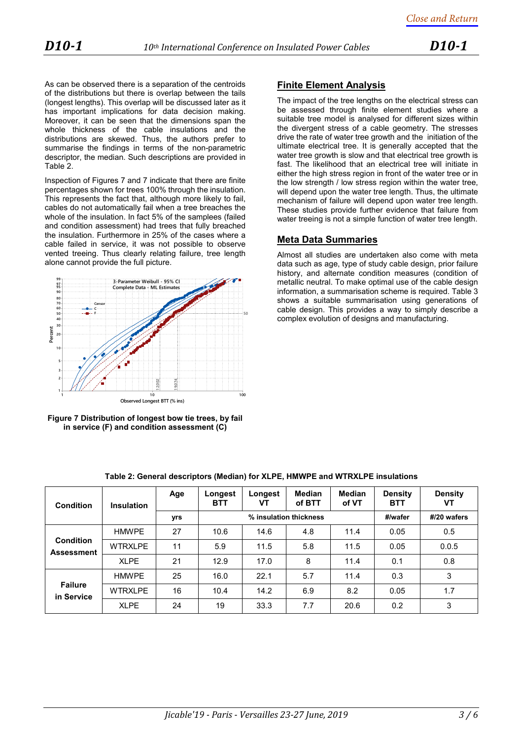As can be observed there is a separation of the centroids of the distributions but there is overlap between the tails (longest lengths). This overlap will be discussed later as it has important implications for data decision making. Moreover, it can be seen that the dimensions span the whole thickness of the cable insulations and the distributions are skewed. Thus, the authors prefer to summarise the findings in terms of the non-parametric descriptor, the median. Such descriptions are provided in Table 2.

Inspection of Figures 7 and 7 indicate that there are finite percentages shown for trees 100% through the insulation. This represents the fact that, although more likely to fail, cables do not automatically fail when a tree breaches the whole of the insulation. In fact 5% of the samples (failed and condition assessment) had trees that fully breached the insulation. Furthermore in 25% of the cases where a cable failed in service, it was not possible to observe vented treeing. Thus clearly relating failure, tree length alone cannot provide the full picture.

**Figure 7 Distribution of longest bow tie trees, by fail in service (F) and condition assessment (C)**

## Finite Element Analysis

The impact of the tree lengths on the electrical stress can be assessed through finite element studies where a suitable tree model is analysed for different sizes within the divergent stress of a cable geometry. The stresses drive the rate of water tree growth and the initiation of the ultimate electrical tree. It is generally accepted that the water tree growth is slow and that electrical tree growth is fast. The likelihood that an electrical tree will initiate in either the high stress region in front of the water tree or in the low strength / low stress region within the water tree, will depend upon the water tree length. Thus, the ultimate mechanism of failure will depend upon water tree length. These studies provide further evidence that failure from water treeing is not a simple function of water tree length.

## Meta Data Summaries

Almost all studies are undertaken also come with meta data such as age, type of study cable design, prior failure history, and alternate condition measures (condition of metallic neutral. To make optimal use of the cable design information, a summarisation scheme is required. Table 3 shows a suitable summarisation using generations of cable design. This provides a way to simply describe a complex evolution of designs and manufacturing.

**Table 2: General descriptors (Median) for XLPE, HMWPE and WTRXLPE insulations**

| Condition | Insulation | Age | Longest BTT | Longest VT | Median of BTT | Median of VT | Density BTT | Density VT |
|---|---|---|---|---|---|---|---|---|
| | | yrs | % insulation thickness | | | | #/wafer | #/20 wafers |
| Condition Assessment | HMWPE | 27 | 10.6 | 14.6 | 4.8 | 11.4 | 0.05 | 0.5 |
| | WTRXLPE | 11 | 5.9 | 11.5 | 5.8 | 11.5 | 0.05 | 0.0.5 |
| | XLPE | 21 | 12.9 | 17.0 | 8 | 11.4 | 0.1 | 0.8 |
| Failure in Service | HMWPE | 25 | 16.0 | 22.1 | 5.7 | 11.4 | 0.3 | 3 |
| | WTRXLPE | 16 | 10.4 | 14.2 | 6.9 | 8.2 | 0.05 | 1.7 |
| | XLPE | 24 | 19 | 33.3 | 7.7 | 20.6 | 0.2 | 3 |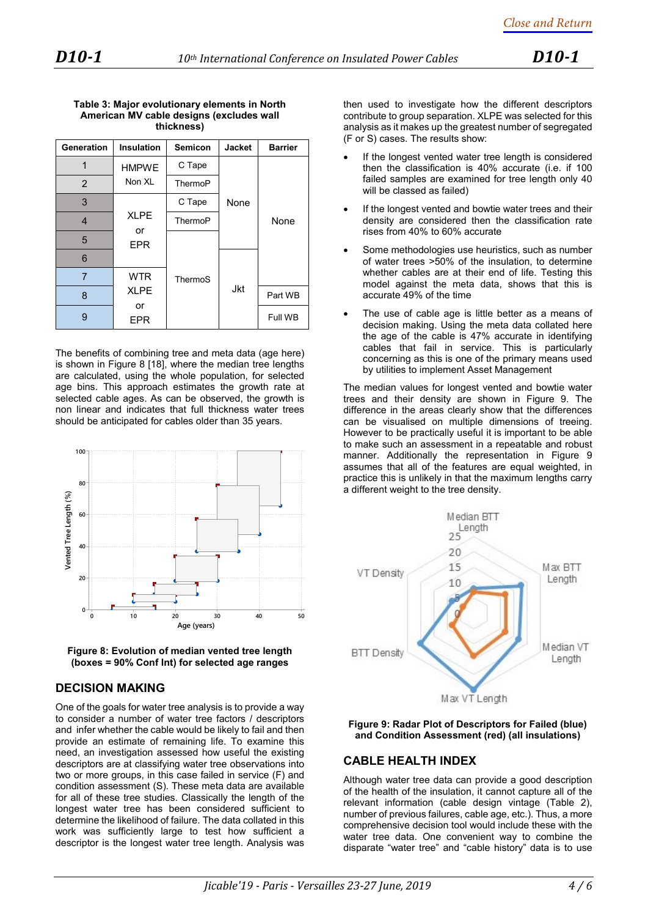**Table 3: Major evolutionary elements in North American MV cable designs (excludes wall thickness)**

| Generation | Insulation | Semicon | Jacket | Barrier |
|---|---|---|---|---|
| 1 | HMPWE Non XL | C Tape | None | None |
| 2 | | ThermoP | | |
| 3 | XLPE or EPR | C Tape | | |
| 4 | | ThermoP | | |
| 5 | | ThermoS | | |
| 6 | | | | |
| 7 | WTR XLPE or EPR | | Jkt | |
| 8 | | | | Part WB |
| 9 | | | | Full WB |

The benefits of combining tree and meta data (age here) is shown in Figure 8 [18], where the median tree lengths are calculated, using the whole population, for selected age bins. This approach estimates the growth rate at selected cable ages. As can be observed, the growth is non linear and indicates that full thickness water trees should be anticipated for cables older than 35 years.

**Figure 8: Evolution of median vented tree length (boxes = 90% Conf Int) for selected age ranges**

## DECISION MAKING

One of the goals for water tree analysis is to provide a way to consider a number of water tree factors / descriptors and infer whether the cable would be likely to fail and then provide an estimate of remaining life. To examine this need, an investigation assessed how useful the existing descriptors are at classifying water tree observations into two or more groups, in this case failed in service (F) and condition assessment (S). These meta data are available for all of these tree studies. Classically the length of the longest water tree has been considered sufficient to determine the likelihood of failure. The data collated in this work was sufficiently large to test how sufficient a descriptor is the longest water tree length. Analysis was then used to investigate how the different descriptors contribute to group separation. XLPE was selected for this analysis as it makes up the greatest number of segregated (F or S) cases. The results show:

- If the longest vented water tree length is considered then the classification is 40% accurate (i.e. if 100 failed samples are examined for tree length only 40 will be classed as failed)
- If the longest vented and bowtie water trees and their density are considered then the classification rate rises from 40% to 60% accurate
- Some methodologies use heuristics, such as number of water trees >50% of the insulation, to determine whether cables are at their end of life. Testing this model against the meta data, shows that this is accurate 49% of the time
- The use of cable age is little better as a means of decision making. Using the meta data collated here the age of the cable is 47% accurate in identifying cables that fail in service. This is particularly concerning as this is one of the primary means used by utilities to implement Asset Management

The median values for longest vented and bowtie water trees and their density are shown in Figure 9. The difference in the areas clearly show that the differences can be visualised on multiple dimensions of treeing. However to be practically useful it is important to be able to make such an assessment in a repeatable and robust manner. Additionally the representation in Figure 9 assumes that all of the features are equal weighted, in practice this is unlikely in that the maximum lengths carry a different weight to the tree density.

**Figure 9: Radar Plot of Descriptors for Failed (blue) and Condition Assessment (red) (all insulations)**

## CABLE HEALTH INDEX

Although water tree data can provide a good description of the health of the insulation, it cannot capture all of the relevant information (cable design vintage (Table 2), number of previous failures, cable age, etc.). Thus, a more comprehensive decision tool would include these with the water tree data. One convenient way to combine the disparate "water tree" and "cable history" data is to use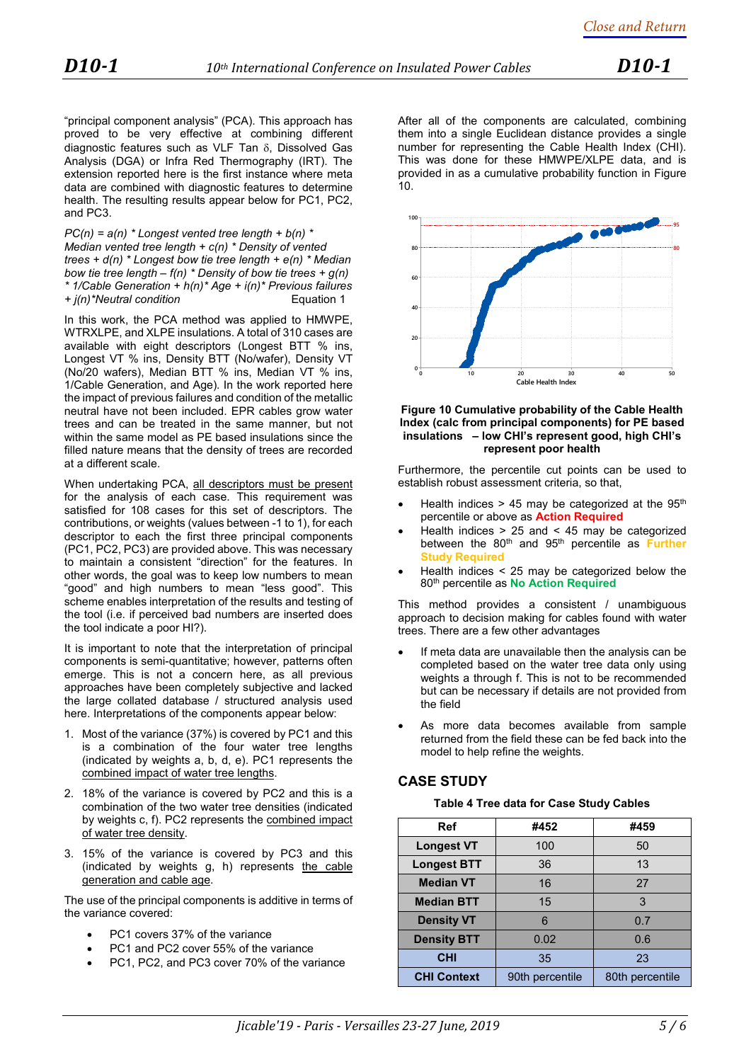"principal component analysis" (PCA). This approach has proved to be very effective at combining different diagnostic features such as VLF Tan $\delta$, Dissolved Gas Analysis (DGA) or Infra Red Thermography (IRT). The extension reported here is the first instance where meta data are combined with diagnostic features to determine health. The resulting results appear below for PC1, PC2, and PC3.

*PC(n) = a(n) * Longest vented tree length + b(n) * Median vented tree length + c(n) * Density of vented trees + d(n) * Longest bow tie tree length + e(n) * Median bow tie tree length – f(n) * Density of bow tie trees + g(n) * 1/Cable Generation + h(n)* Age + i(n)* Previous failures + j(n)*Neutral condition* Equation 1

In this work, the PCA method was applied to HMWPE, WTRXLPE, and XLPE insulations. A total of 310 cases are available with eight descriptors (Longest BTT % ins, Longest VT % ins, Density BTT (No/wafer), Density VT (No/20 wafers), Median BTT % ins, Median VT % ins, 1/Cable Generation, and Age). In the work reported here the impact of previous failures and condition of the metallic neutral have not been included. EPR cables grow water trees and can be treated in the same manner, but not within the same model as PE based insulations since the filled nature means that the density of trees are recorded at a different scale.

When undertaking PCA, all descriptors must be present for the analysis of each case. This requirement was satisfied for 108 cases for this set of descriptors. The contributions, or weights (values between -1 to 1), for each descriptor to each the first three principal components (PC1, PC2, PC3) are provided above. This was necessary to maintain a consistent "direction" for the features. In other words, the goal was to keep low numbers to mean "good" and high numbers to mean "less good". This scheme enables interpretation of the results and testing of the tool (i.e. if perceived bad numbers are inserted does the tool indicate a poor HI?).

It is important to note that the interpretation of principal components is semi-quantitative; however, patterns often emerge. This is not a concern here, as all previous approaches have been completely subjective and lacked the large collated database / structured analysis used here. Interpretations of the components appear below:

1. Most of the variance (37%) is covered by PC1 and this is a combination of the four water tree lengths (indicated by weights a, b, d, e). PC1 represents the combined impact of water tree lengths.
2. 18% of the variance is covered by PC2 and this is a combination of the two water tree densities (indicated by weights c, f). PC2 represents the combined impact of water tree density.
3. 15% of the variance is covered by PC3 and this (indicated by weights g, h) represents the cable generation and cable age.

The use of the principal components is additive in terms of the variance covered:

- PC1 covers 37% of the variance
- PC1 and PC2 cover 55% of the variance
- PC1, PC2, and PC3 cover 70% of the variance

After all of the components are calculated, combining them into a single Euclidean distance provides a single number for representing the Cable Health Index (CHI). This was done for these HMWPE/XLPE data, and is provided in as a cumulative probability function in Figure 10.

**Figure 10 Cumulative probability of the Cable Health Index (calc from principal components) for PE based insulations – low CHI's represent good, high CHI's represent poor health**

Furthermore, the percentile cut points can be used to establish robust assessment criteria, so that,

- Health indices > 45 may be categorized at the 95th percentile or above as **Action Required**
- Health indices > 25 and < 45 may be categorized between the 80th and 95th percentile as **Further Study Required**
- Health indices < 25 may be categorized below the 80th percentile as **No Action Required**

This method provides a consistent / unambiguous approach to decision making for cables found with water trees. There are a few other advantages

- If meta data are unavailable then the analysis can be completed based on the water tree data only using weights a through f. This is not to be recommended but can be necessary if details are not provided from the field
- As more data becomes available from sample returned from the field these can be fed back into the model to help refine the weights.

## CASE STUDY

**Table 4 Tree data for Case Study Cables**

| Ref | #452 | #459 |
|---|---|---|
| Longest VT | 100 | 50 |
| Longest BTT | 36 | 13 |
| Median VT | 16 | 27 |
| Median BTT | 15 | 3 |
| Density VT | 6 | 0.7 |
| Density BTT | 0.02 | 0.6 |
| CHI | 35 | 23 |
| CHI Context | 90th percentile | 80th percentile |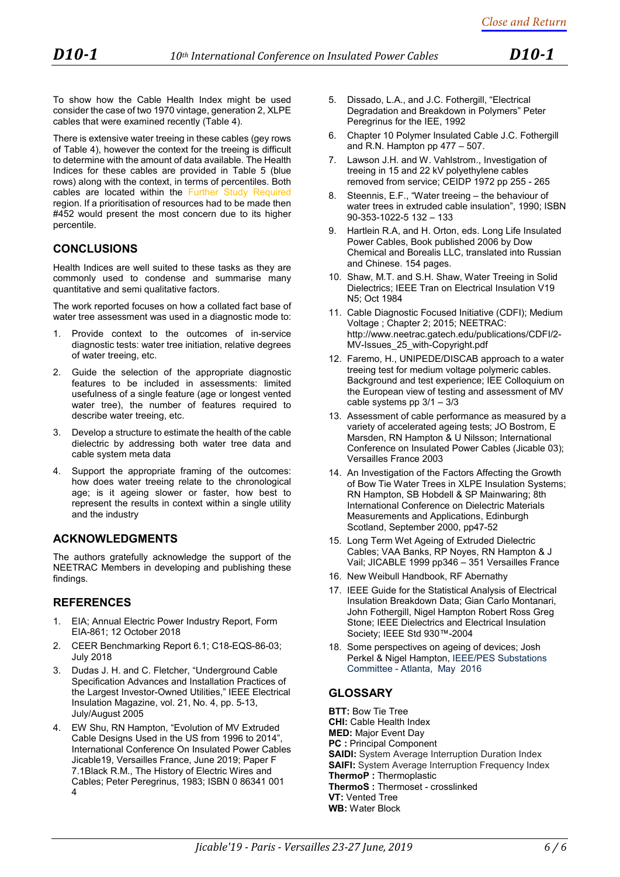To show how the Cable Health Index might be used consider the case of two 1970 vintage, generation 2, XLPE cables that were examined recently (Table 4).

There is extensive water treeing in these cables (gey rows of Table 4), however the context for the treeing is difficult to determine with the amount of data available. The Health Indices for these cables are provided in Table 5 (blue rows) along with the context, in terms of percentiles. Both cables are located within the Further Study Required region. If a prioritisation of resources had to be made then #452 would present the most concern due to its higher percentile.

## CONCLUSIONS

Health Indices are well suited to these tasks as they are commonly used to condense and summarise many quantitative and semi qualitative factors.

The work reported focuses on how a collated fact base of water tree assessment was used in a diagnostic mode to:

1. Provide context to the outcomes of in-service diagnostic tests: water tree initiation, relative degrees of water treeing, etc.
2. Guide the selection of the appropriate diagnostic features to be included in assessments: limited usefulness of a single feature (age or longest vented water tree), the number of features required to describe water treeing, etc.
3. Develop a structure to estimate the health of the cable dielectric by addressing both water tree data and cable system meta data
4. Support the appropriate framing of the outcomes: how does water treeing relate to the chronological age; is it ageing slower or faster, how best to represent the results in context within a single utility and the industry

## ACKNOWLEDGMENTS

The authors gratefully acknowledge the support of the NEETRAC Members in developing and publishing these findings.

## REFERENCES

1. EIA; Annual Electric Power Industry Report, Form EIA-861; 12 October 2018
2. CEER Benchmarking Report 6.1; C18-EQS-86-03; July 2018
3. Dudas J. H. and C. Fletcher, “Underground Cable Specification Advances and Installation Practices of the Largest Investor-Owned Utilities,” IEEE Electrical Insulation Magazine, vol. 21, No. 4, pp. 5-13, July/August 2005
4. EW Shu, RN Hampton, “Evolution of MV Extruded Cable Designs Used in the US from 1996 to 2014”, International Conference On Insulated Power Cables Jicable19, Versailles France, June 2019; Paper F 7.1Black R.M., The History of Electric Wires and Cables; Peter Peregrinus, 1983; ISBN 0 86341 001 4
5. Dissado, L.A., and J.C. Fothergill, “Electrical Degradation and Breakdown in Polymers” Peter Peregrinus for the IEE, 1992
6. Chapter 10 Polymer Insulated Cable J.C. Fothergill and R.N. Hampton pp 477 – 507.
7. Lawson J.H. and W. Vahlstrom., Investigation of treeing in 15 and 22 kV polyethylene cables removed from service; CEIDP 1972 pp 255 - 265
8. Steennis, E.F., “Water treeing – the behaviour of water trees in extruded cable insulation”, 1990; ISBN 90-353-1022-5 132 – 133
9. Hartlein R.A, and H. Orton, eds. Long Life Insulated Power Cables, Book published 2006 by Dow Chemical and Borealis LLC, translated into Russian and Chinese. 154 pages.
10. Shaw, M.T. and S.H. Shaw, Water Treeing in Solid Dielectrics; IEEE Tran on Electrical Insulation V19 N5; Oct 1984
11. Cable Diagnostic Focused Initiative (CDFI); Medium Voltage ; Chapter 2; 2015; NEETRAC: http://www.neetrac.gatech.edu/publications/CDFI/2-MV-Issues_25_with-Copyright.pdf
12. Faremo, H., UNIPEDE/DISCAB approach to a water treeing test for medium voltage polymeric cables. Background and test experience; IEE Colloquium on the European view of testing and assessment of MV cable systems pp 3/1 – 3/3
13. Assessment of cable performance as measured by a variety of accelerated ageing tests; JO Bostrom, E Marsden, RN Hampton & U Nilsson; International Conference on Insulated Power Cables (Jicable 03); Versailles France 2003
14. An Investigation of the Factors Affecting the Growth of Bow Tie Water Trees in XLPE Insulation Systems; RN Hampton, SB Hobdell & SP Mainwaring; 8th International Conference on Dielectric Materials Measurements and Applications, Edinburgh Scotland, September 2000, pp47-52
15. Long Term Wet Ageing of Extruded Dielectric Cables; VAA Banks, RP Noyes, RN Hampton & J Vail; JICABLE 1999 pp346 – 351 Versailles France
16. New Weibull Handbook, RF Abernathy
17. IEEE Guide for the Statistical Analysis of Electrical Insulation Breakdown Data; Gian Carlo Montanari, John Fothergill, Nigel Hampton Robert Ross Greg Stone; IEEE Dielectrics and Electrical Insulation Society; IEEE Std 930™-2004
18. Some perspectives on ageing of devices; Josh Perkel & Nigel Hampton, IEEE/PES Substations Committee - Atlanta, May 2016

## GLOSSARY

**BTT:** Bow Tie Tree
**CHI:** Cable Health Index
**MED:** Major Event Day
**PC :** Principal Component
**SAIDI:** System Average Interruption Duration Index
**SAIFI:** System Average Interruption Frequency Index
**ThermoP :** Thermoplastic
**ThermoS :** Thermoset - crosslinked
**VT:** Vented Tree
**WB:** Water Block